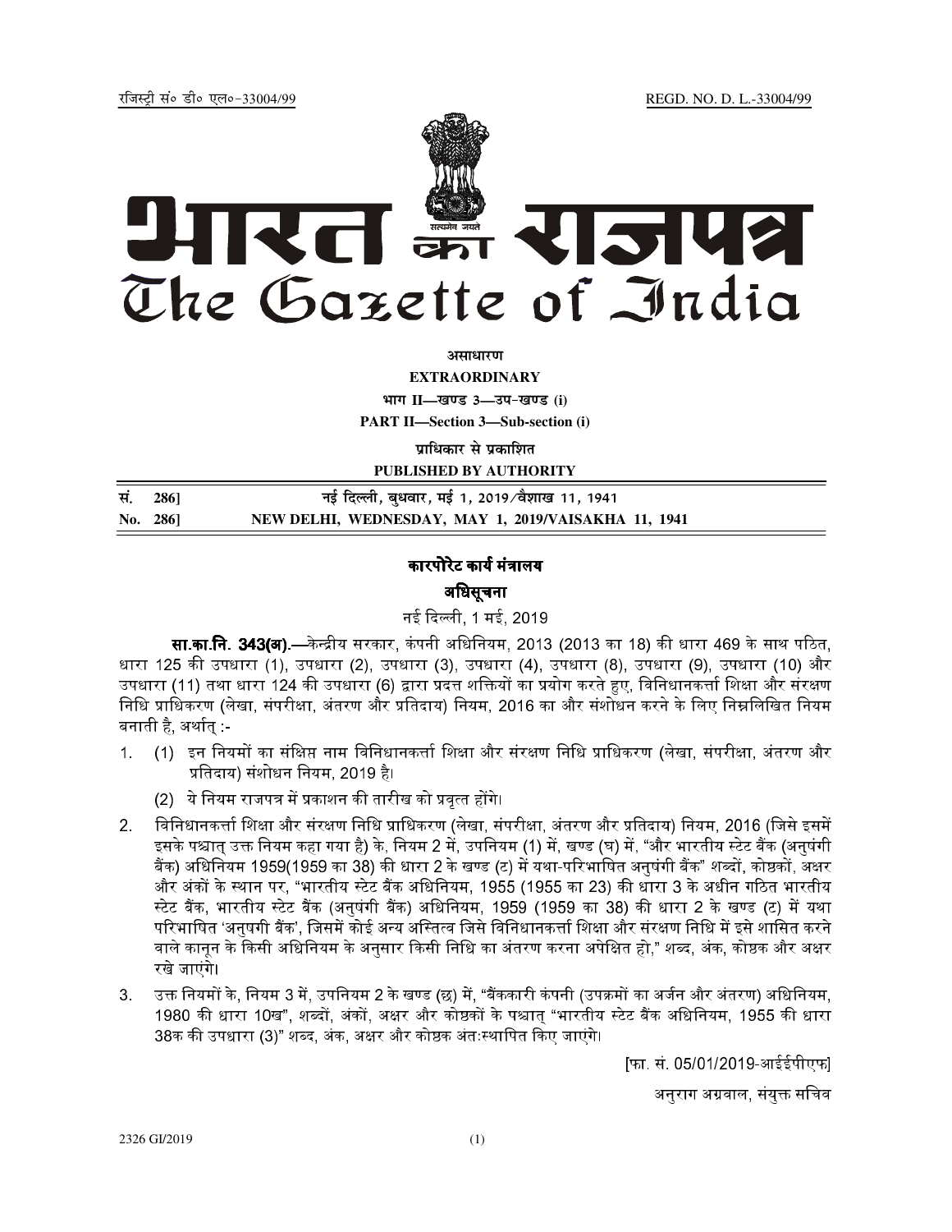रजिस्ट्री सं० डी० एल०-33004/99 REGD. NO. D. L.-33004/99

# भारत का राजपत्र
# The Gazette of India

**असाधारण**

**EXTRAORDINARY**

**भाग II—खण्ड 3—उप-खण्ड (i)**

**PART II—Section 3—Sub-section (i)**

**प्राधिकार से प्रकाशित**

**PUBLISHED BY AUTHORITY**

| | |
|---|---|
| **सं. 286]** | **नई दिल्ली, बुधवार, मई 1, 2019/वैशाख 11, 1941** |
| **No. 286]** | **NEW DELHI, WEDNESDAY, MAY 1, 2019/VAISAKHA 11, 1941** |

## कारपोरेट कार्य मंत्रालय

## अधिसूचना

नई दिल्ली, 1 मई, 2019

**सा.का.नि. 343(अ).**—केन्द्रीय सरकार, कंपनी अधिनियम, 2013 (2013 का 18) की धारा 469 के साथ पठित, धारा 125 की उपधारा (1), उपधारा (2), उपधारा (3), उपधारा (4), उपधारा (8), उपधारा (9), उपधारा (10) और उपधारा (11) तथा धारा 124 की उपधारा (6) द्वारा प्रदत्त शक्तियों का प्रयोग करते हुए, विनिधानकर्त्ता शिक्षा और संरक्षण निधि प्राधिकरण (लेखा, संपरीक्षा, अंतरण और प्रतिदाय) नियम, 2016 का और संशोधन करने के लिए निम्नलिखित नियम बनाती है, अर्थात् :-

1. (1) इन नियमों का संक्षिप्त नाम विनिधानकर्त्ता शिक्षा और संरक्षण निधि प्राधिकरण (लेखा, संपरीक्षा, अंतरण और प्रतिदाय) संशोधन नियम, 2019 है।

   (2) ये नियम राजपत्र में प्रकाशन की तारीख को प्रवृत्त होंगे।

2. विनिधानकर्त्ता शिक्षा और संरक्षण निधि प्राधिकरण (लेखा, संपरीक्षा, अंतरण और प्रतिदाय) नियम, 2016 (जिसे इसमें इसके पश्चात् उक्त नियम कहा गया है) के, नियम 2 में, उपनियम (1) में, खण्ड (घ) में, "और भारतीय स्टेट बैंक (अनुषंगी बैंक) अधिनियम 1959(1959 का 38) की धारा 2 के खण्ड (ट) में यथा-परिभाषित अनुषंगी बैंक" शब्दों, कोष्ठकों, अक्षर और अंकों के स्थान पर, "भारतीय स्टेट बैंक अधिनियम, 1955 (1955 का 23) की धारा 3 के अधीन गठित भारतीय स्टेट बैंक, भारतीय स्टेट बैंक (अनुषंगी बैंक) अधिनियम, 1959 (1959 का 38) की धारा 2 के खण्ड (ट) में यथा परिभाषित 'अनुषगी बैंक', जिसमें कोई अन्य अस्तित्व जिसे विनिधानकर्त्ता शिक्षा और संरक्षण निधि में इसे शासित करने वाले कानून के किसी अधिनियम के अनुसार किसी निधि का अंतरण करना अपेक्षित हो," शब्द, अंक, कोष्ठक और अक्षर रखे जाएंगे।

3. उक्त नियमों के, नियम 3 में, उपनियम 2 के खण्ड (छ) में, "बैंककारी कंपनी (उपक्रमों का अर्जन और अंतरण) अधिनियम, 1980 की धारा 10ख", शब्दों, अंकों, अक्षर और कोष्ठकों के पश्चात् "भारतीय स्टेट बैंक अधिनियम, 1955 की धारा 38क की उपधारा (3)" शब्द, अंक, अक्षर और कोष्ठक अंतःस्थापित किए जाएंगे।

[फा. सं. 05/01/2019-आईईपीएफ]

अनुराग अग्रवाल, संयुक्त सचिव

2326 GI/2019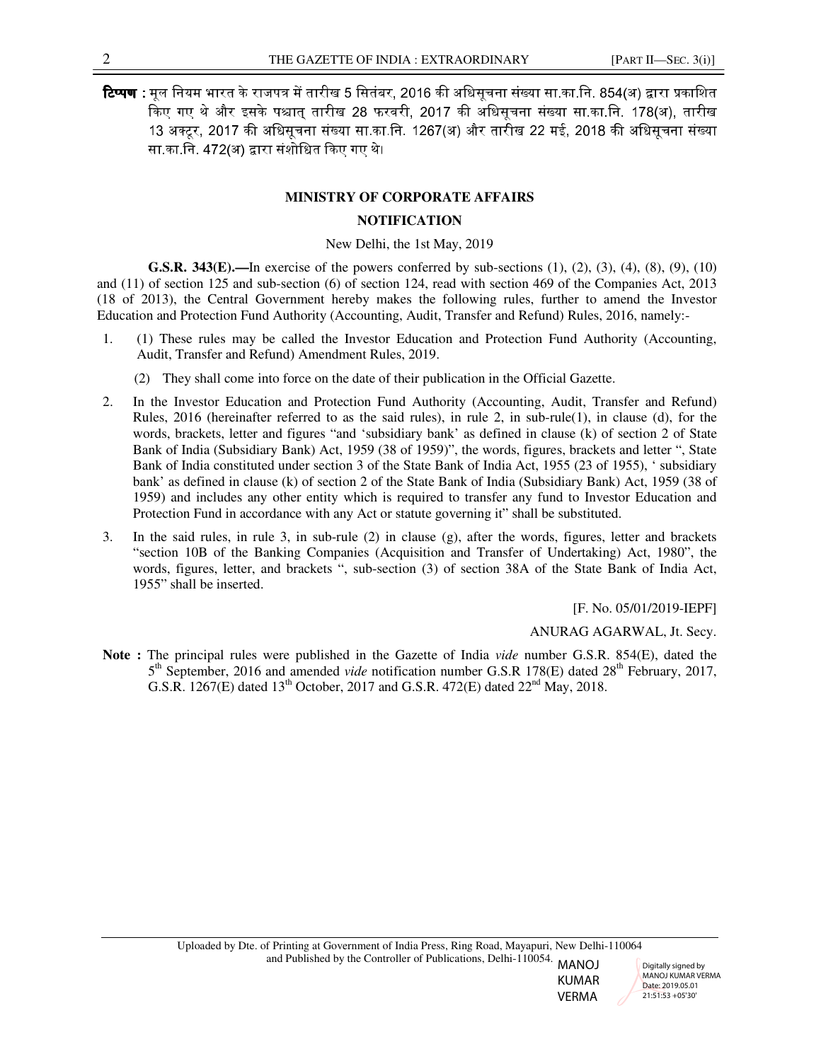**टिप्पण :** मूल नियम भारत के राजपत्र में तारीख 5 सितंबर, 2016 की अधिसूचना संख्या सा.का.नि. 854(अ) द्वारा प्रकाशित किए गए थे और इसके पश्चात् तारीख 28 फरवरी, 2017 की अधिसूचना संख्या सा.का.नि. 178(अ), तारीख 13 अक्टूर, 2017 की अधिसूचना संख्या सा.का.नि. 1267(अ) और तारीख 22 मई, 2018 की अधिसूचना संख्या सा.का.नि. 472(अ) द्वारा संशोधित किए गए थे।

## MINISTRY OF CORPORATE AFFAIRS

## NOTIFICATION

New Delhi, the 1st May, 2019

**G.S.R. 343(E).—**In exercise of the powers conferred by sub-sections (1), (2), (3), (4), (8), (9), (10) and (11) of section 125 and sub-section (6) of section 124, read with section 469 of the Companies Act, 2013 (18 of 2013), the Central Government hereby makes the following rules, further to amend the Investor Education and Protection Fund Authority (Accounting, Audit, Transfer and Refund) Rules, 2016, namely:-

1. (1) These rules may be called the Investor Education and Protection Fund Authority (Accounting, Audit, Transfer and Refund) Amendment Rules, 2019.

   (2) They shall come into force on the date of their publication in the Official Gazette.

2. In the Investor Education and Protection Fund Authority (Accounting, Audit, Transfer and Refund) Rules, 2016 (hereinafter referred to as the said rules), in rule 2, in sub-rule(1), in clause (d), for the words, brackets, letter and figures "and 'subsidiary bank' as defined in clause (k) of section 2 of State Bank of India (Subsidiary Bank) Act, 1959 (38 of 1959)", the words, figures, brackets and letter ", State Bank of India constituted under section 3 of the State Bank of India Act, 1955 (23 of 1955), ' subsidiary bank' as defined in clause (k) of section 2 of the State Bank of India (Subsidiary Bank) Act, 1959 (38 of 1959) and includes any other entity which is required to transfer any fund to Investor Education and Protection Fund in accordance with any Act or statute governing it" shall be substituted.

3. In the said rules, in rule 3, in sub-rule (2) in clause (g), after the words, figures, letter and brackets "section 10B of the Banking Companies (Acquisition and Transfer of Undertaking) Act, 1980", the words, figures, letter, and brackets ", sub-section (3) of section 38A of the State Bank of India Act, 1955" shall be inserted.

[F. No. 05/01/2019-IEPF]

ANURAG AGARWAL, Jt. Secy.

**Note :** The principal rules were published in the Gazette of India *vide* number G.S.R. 854(E), dated the 5th September, 2016 and amended *vide* notification number G.S.R 178(E) dated 28th February, 2017, G.S.R. 1267(E) dated 13th October, 2017 and G.S.R. 472(E) dated 22nd May, 2018.

Uploaded by Dte. of Printing at Government of India Press, Ring Road, Mayapuri, New Delhi-110064 and Published by the Controller of Publications, Delhi-110054.

MANOJ KUMAR VERMA

Digitally signed by MANOJ KUMAR VERMA
Date: 2019.05.01 21:51:53 +05'30'